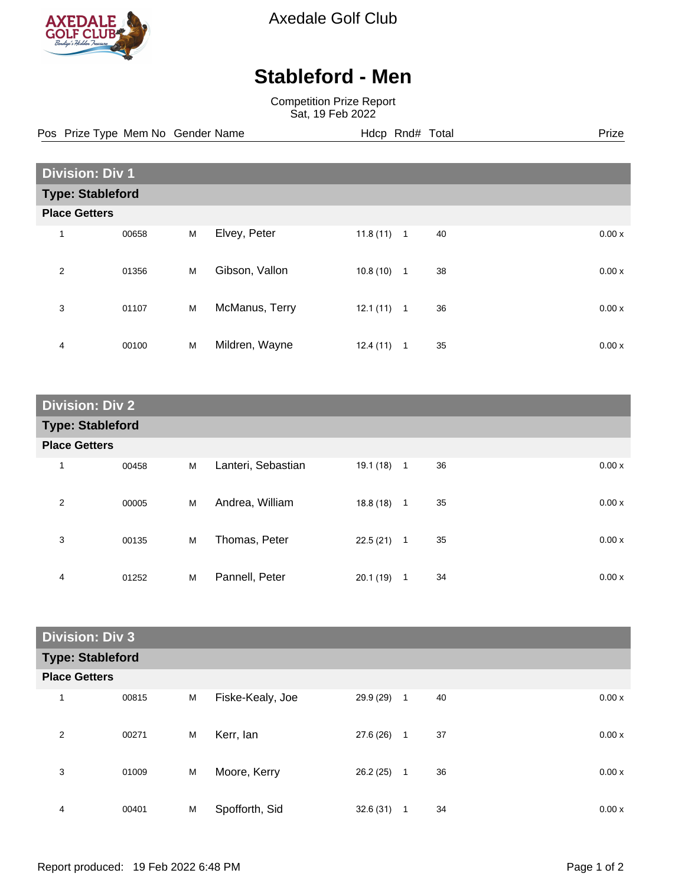Axedale Golf Club

# Stableford - Men

Competition Prize Report
Sat, 19 Feb 2022

## Division: Div 1

### Type: Stableford

**Place Getters**

| Pos | Prize Type | Mem No | Gender | Name | Hdcp | Rnd# | Total | Prize |
|---|---|---|---|---|---|---|---|---|
| 1 | | 00658 | M | Elvey, Peter | 11.8 (11) | 1 | 40 | 0.00 x |
| 2 | | 01356 | M | Gibson, Vallon | 10.8 (10) | 1 | 38 | 0.00 x |
| 3 | | 01107 | M | McManus, Terry | 12.1 (11) | 1 | 36 | 0.00 x |
| 4 | | 00100 | M | Mildren, Wayne | 12.4 (11) | 1 | 35 | 0.00 x |

## Division: Div 2

### Type: Stableford

**Place Getters**

| Pos | Prize Type | Mem No | Gender | Name | Hdcp | Rnd# | Total | Prize |
|---|---|---|---|---|---|---|---|---|
| 1 | | 00458 | M | Lanteri, Sebastian | 19.1 (18) | 1 | 36 | 0.00 x |
| 2 | | 00005 | M | Andrea, William | 18.8 (18) | 1 | 35 | 0.00 x |
| 3 | | 00135 | M | Thomas, Peter | 22.5 (21) | 1 | 35 | 0.00 x |
| 4 | | 01252 | M | Pannell, Peter | 20.1 (19) | 1 | 34 | 0.00 x |

## Division: Div 3

### Type: Stableford

**Place Getters**

| Pos | Prize Type | Mem No | Gender | Name | Hdcp | Rnd# | Total | Prize |
|---|---|---|---|---|---|---|---|---|
| 1 | | 00815 | M | Fiske-Kealy, Joe | 29.9 (29) | 1 | 40 | 0.00 x |
| 2 | | 00271 | M | Kerr, Ian | 27.6 (26) | 1 | 37 | 0.00 x |
| 3 | | 01009 | M | Moore, Kerry | 26.2 (25) | 1 | 36 | 0.00 x |
| 4 | | 00401 | M | Spofforth, Sid | 32.6 (31) | 1 | 34 | 0.00 x |

Report produced: 19 Feb 2022 6:48 PM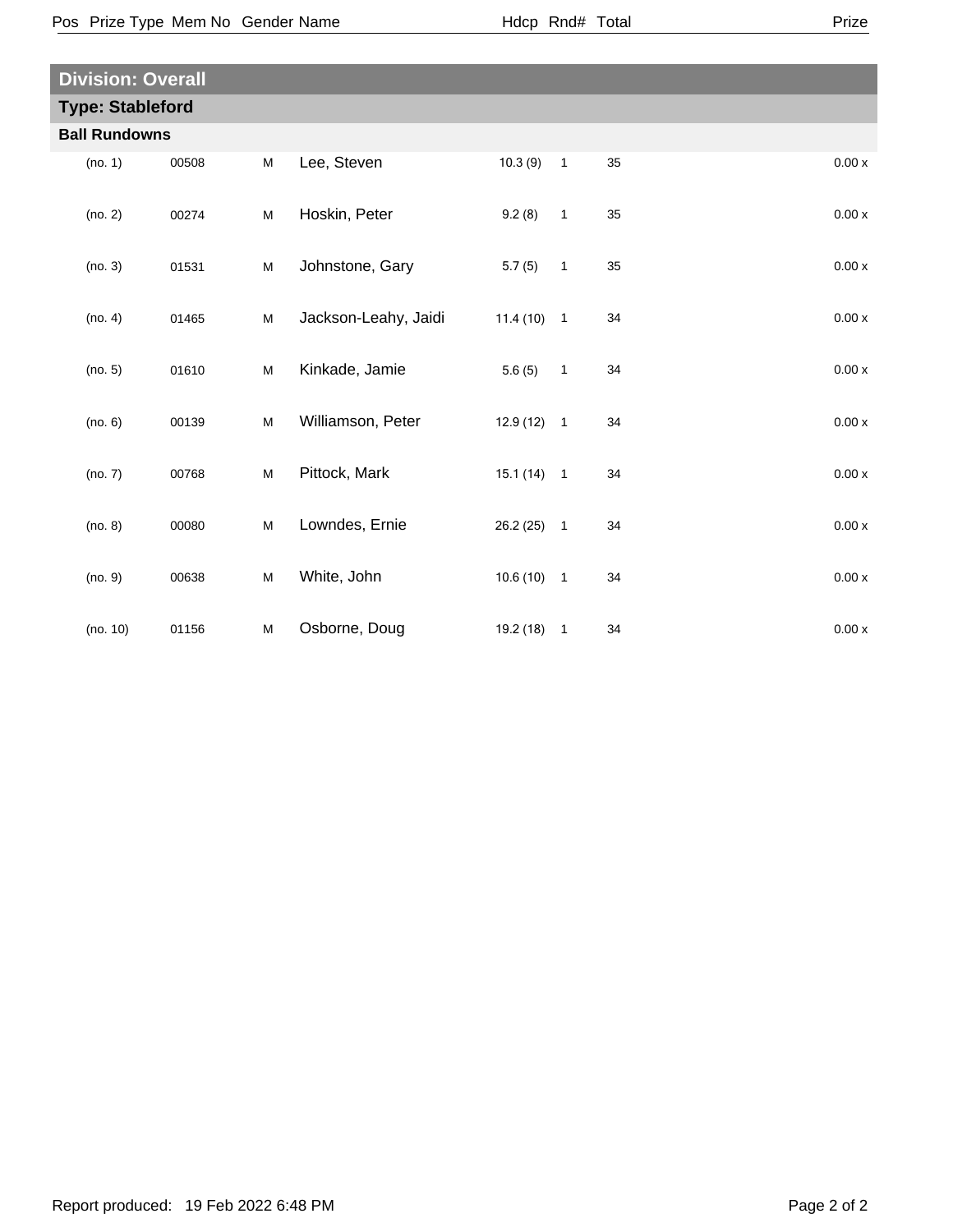| Pos | Prize Type | Mem No | Gender | Name | Hdcp | Rnd# | Total | Prize |
|---|---|---|---|---|---|---|---|---|

## Division: Overall

### Type: Stableford

**Ball Rundowns**

| Pos | Prize Type | Mem No | Gender | Name | Hdcp | Rnd# | Total | Prize |
|---|---|---|---|---|---|---|---|---|
| | (no. 1) | 00508 | M | Lee, Steven | 10.3 (9) | 1 | 35 | 0.00 x |
| | (no. 2) | 00274 | M | Hoskin, Peter | 9.2 (8) | 1 | 35 | 0.00 x |
| | (no. 3) | 01531 | M | Johnstone, Gary | 5.7 (5) | 1 | 35 | 0.00 x |
| | (no. 4) | 01465 | M | Jackson-Leahy, Jaidi | 11.4 (10) | 1 | 34 | 0.00 x |
| | (no. 5) | 01610 | M | Kinkade, Jamie | 5.6 (5) | 1 | 34 | 0.00 x |
| | (no. 6) | 00139 | M | Williamson, Peter | 12.9 (12) | 1 | 34 | 0.00 x |
| | (no. 7) | 00768 | M | Pittock, Mark | 15.1 (14) | 1 | 34 | 0.00 x |
| | (no. 8) | 00080 | M | Lowndes, Ernie | 26.2 (25) | 1 | 34 | 0.00 x |
| | (no. 9) | 00638 | M | White, John | 10.6 (10) | 1 | 34 | 0.00 x |
| | (no. 10) | 01156 | M | Osborne, Doug | 19.2 (18) | 1 | 34 | 0.00 x |

Report produced: 19 Feb 2022 6:48 PM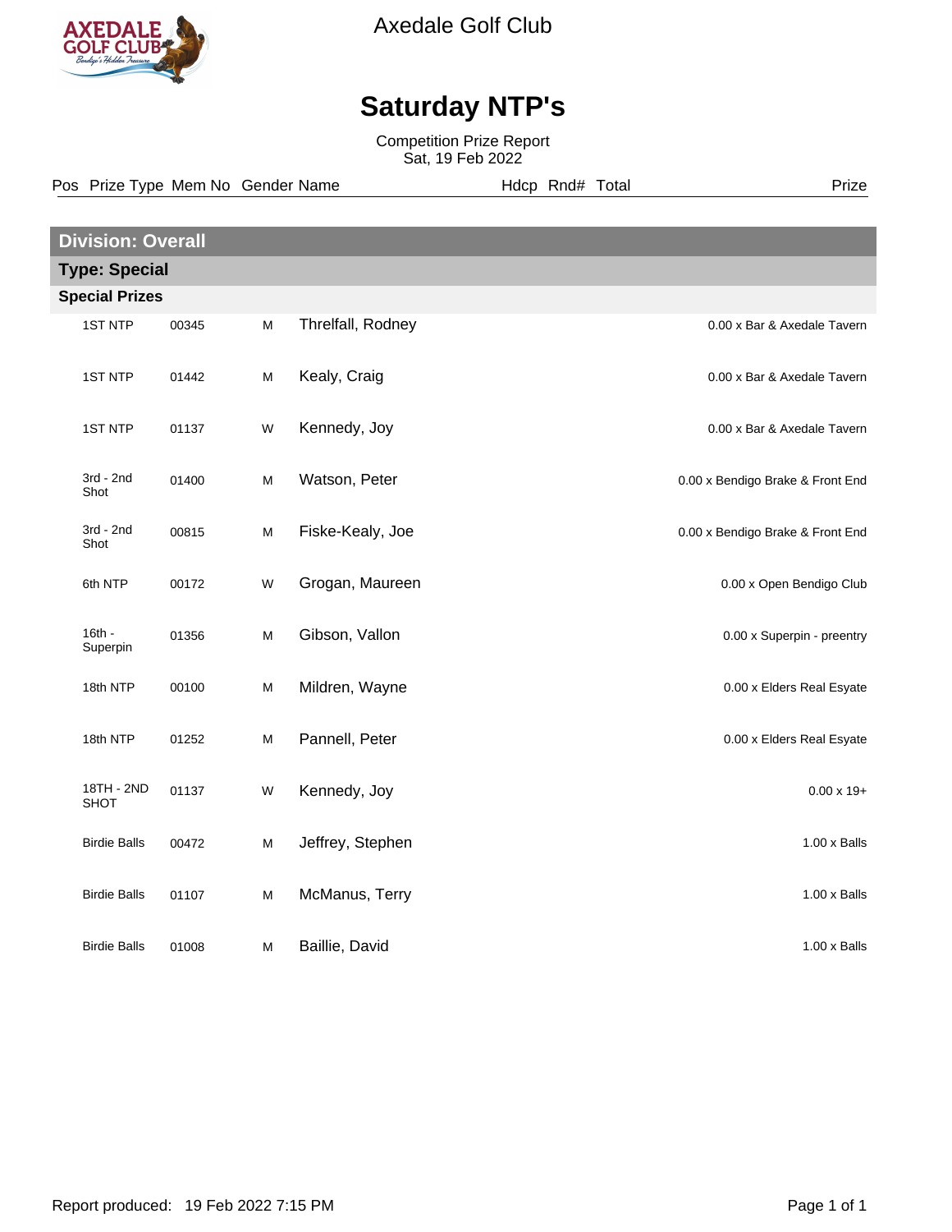Axedale Golf Club

# Saturday NTP's

Competition Prize Report
Sat, 19 Feb 2022

## Division: Overall

### Type: Special

#### Special Prizes

| Pos | Prize Type | Mem No | Gender | Name | Hdcp | Rnd# | Total | Prize |
|---|---|---|---|---|---|---|---|---|
| | 1ST NTP | 00345 | M | Threlfall, Rodney | | | | 0.00 x Bar & Axedale Tavern |
| | 1ST NTP | 01442 | M | Kealy, Craig | | | | 0.00 x Bar & Axedale Tavern |
| | 1ST NTP | 01137 | W | Kennedy, Joy | | | | 0.00 x Bar & Axedale Tavern |
| | 3rd - 2nd Shot | 01400 | M | Watson, Peter | | | | 0.00 x Bendigo Brake & Front End |
| | 3rd - 2nd Shot | 00815 | M | Fiske-Kealy, Joe | | | | 0.00 x Bendigo Brake & Front End |
| | 6th NTP | 00172 | W | Grogan, Maureen | | | | 0.00 x Open Bendigo Club |
| | 16th - Superpin | 01356 | M | Gibson, Vallon | | | | 0.00 x Superpin - preentry |
| | 18th NTP | 00100 | M | Mildren, Wayne | | | | 0.00 x Elders Real Esyate |
| | 18th NTP | 01252 | M | Pannell, Peter | | | | 0.00 x Elders Real Esyate |
| | 18TH - 2ND SHOT | 01137 | W | Kennedy, Joy | | | | 0.00 x 19+ |
| | Birdie Balls | 00472 | M | Jeffrey, Stephen | | | | 1.00 x Balls |
| | Birdie Balls | 01107 | M | McManus, Terry | | | | 1.00 x Balls |
| | Birdie Balls | 01008 | M | Baillie, David | | | | 1.00 x Balls |

Report produced: 19 Feb 2022 7:15 PM